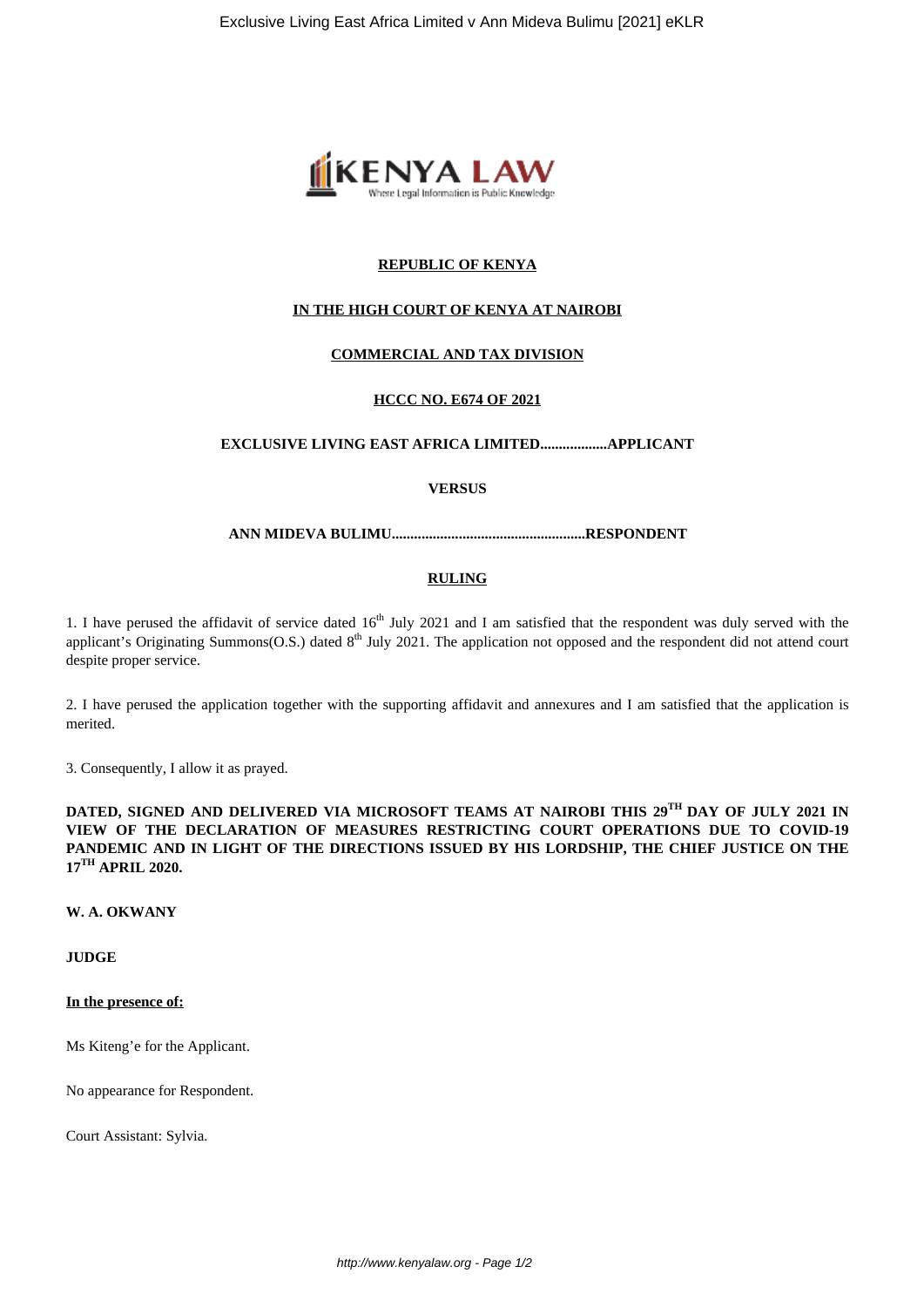**REPUBLIC OF KENYA**

**IN THE HIGH COURT OF KENYA AT NAIROBI**

**COMMERCIAL AND TAX DIVISION**

**HCCC NO. E674 OF 2021**

**EXCLUSIVE LIVING EAST AFRICA LIMITED..................APPLICANT**

**VERSUS**

**ANN MIDEVA BULIMU....................................................RESPONDENT**

## RULING

1. I have perused the affidavit of service dated 16th July 2021 and I am satisfied that the respondent was duly served with the applicant's Originating Summons(O.S.) dated 8th July 2021. The application not opposed and the respondent did not attend court despite proper service.

2. I have perused the application together with the supporting affidavit and annexures and I am satisfied that the application is merited.

3. Consequently, I allow it as prayed.

**DATED, SIGNED AND DELIVERED VIA MICROSOFT TEAMS AT NAIROBI THIS 29TH DAY OF JULY 2021 IN VIEW OF THE DECLARATION OF MEASURES RESTRICTING COURT OPERATIONS DUE TO COVID-19 PANDEMIC AND IN LIGHT OF THE DIRECTIONS ISSUED BY HIS LORDSHIP, THE CHIEF JUSTICE ON THE 17TH APRIL 2020.**

**W. A. OKWANY**

**JUDGE**

**In the presence of:**

Ms Kiteng'e for the Applicant.

No appearance for Respondent.

Court Assistant: Sylvia.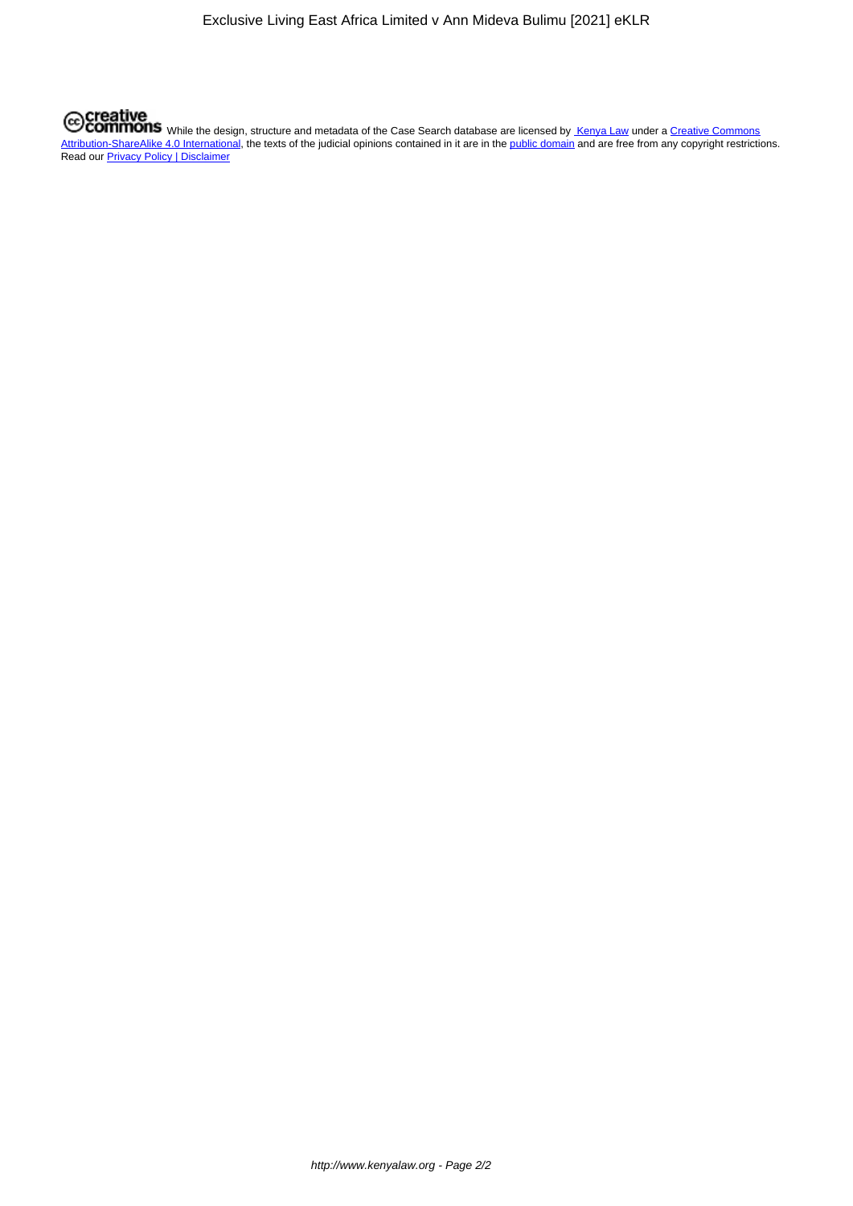While the design, structure and metadata of the Case Search database are licensed by Kenya Law under a Creative Commons Attribution-ShareAlike 4.0 International, the texts of the judicial opinions contained in it are in the public domain and are free from any copyright restrictions. Read our Privacy Policy | Disclaimer